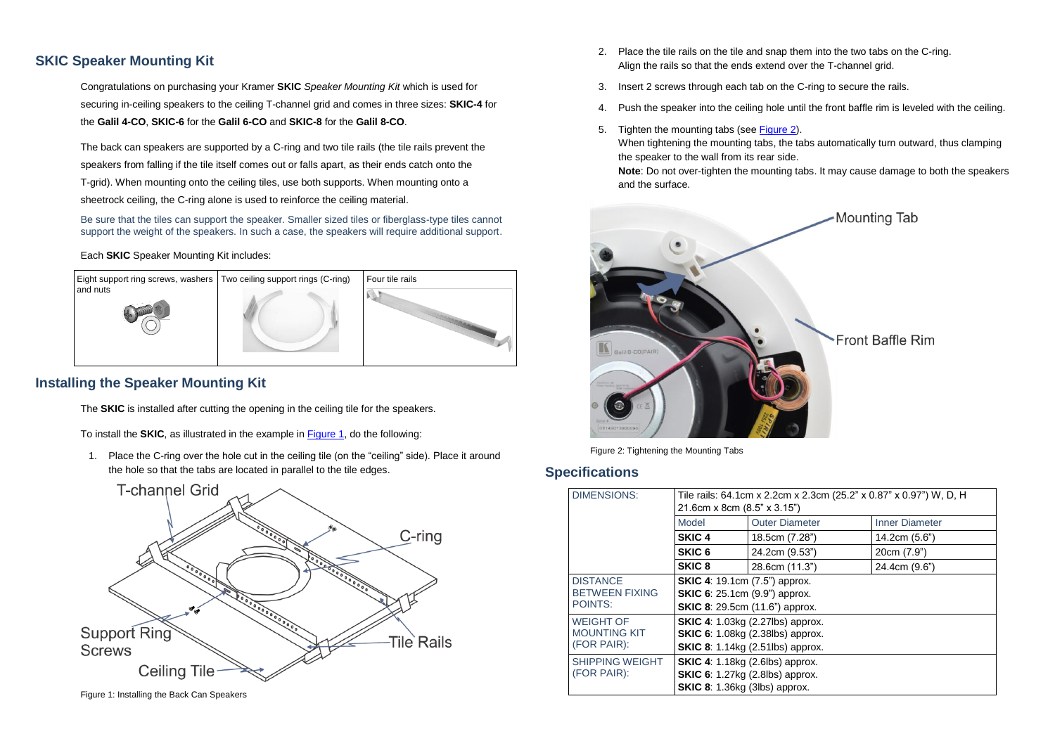## SKIC Speaker Mounting Kit

Congratulations on purchasing your Kramer **SKIC** *Speaker Mounting Kit* which is used for securing in-ceiling speakers to the ceiling T-channel grid and comes in three sizes: **SKIC-4** for the **Galil 4-CO**, **SKIC-6** for the **Galil 6-CO** and **SKIC-8** for the **Galil 8-CO**.

The back can speakers are supported by a C-ring and two tile rails (the tile rails prevent the speakers from falling if the tile itself comes out or falls apart, as their ends catch onto the T-grid). When mounting onto the ceiling tiles, use both supports. When mounting onto a sheetrock ceiling, the C-ring alone is used to reinforce the ceiling material.

Be sure that the tiles can support the speaker. Smaller sized tiles or fiberglass-type tiles cannot support the weight of the speakers. In such a case, the speakers will require additional support.

Each **SKIC** Speaker Mounting Kit includes:

| Eight support ring screws, washers and nuts | Two ceiling support rings (C-ring) | Four tile rails |
|---|---|---|

## Installing the Speaker Mounting Kit

The **SKIC** is installed after cutting the opening in the ceiling tile for the speakers.

To install the **SKIC**, as illustrated in the example in Figure 1, do the following:

1. Place the C-ring over the hole cut in the ceiling tile (on the "ceiling" side). Place it around the hole so that the tabs are located in parallel to the tile edges.

Figure 1: Installing the Back Can Speakers

2. Place the tile rails on the tile and snap them into the two tabs on the C-ring. Align the rails so that the ends extend over the T-channel grid.
3. Insert 2 screws through each tab on the C-ring to secure the rails.
4. Push the speaker into the ceiling hole until the front baffle rim is leveled with the ceiling.
5. Tighten the mounting tabs (see Figure 2).
   When tightening the mounting tabs, the tabs automatically turn outward, thus clamping the speaker to the wall from its rear side.
   **Note**: Do not over-tighten the mounting tabs. It may cause damage to both the speakers and the surface.

Figure 2: Tightening the Mounting Tabs

## Specifications

| DIMENSIONS: | Tile rails: 64.1cm x 2.2cm x 2.3cm (25.2" x 0.87" x 0.97") W, D, H<br>21.6cm x 8cm (8.5" x 3.15") | | |
|---|---|---|---|
| | Model | Outer Diameter | Inner Diameter |
| | **SKIC 4** | 18.5cm (7.28") | 14.2cm (5.6") |
| | **SKIC 6** | 24.2cm (9.53") | 20cm (7.9") |
| | **SKIC 8** | 28.6cm (11.3") | 24.4cm (9.6") |
| DISTANCE BETWEEN FIXING POINTS: | **SKIC 4**: 19.1cm (7.5") approx.<br>**SKIC 6**: 25.1cm (9.9") approx.<br>**SKIC 8**: 29.5cm (11.6") approx. | | |
| WEIGHT OF MOUNTING KIT (FOR PAIR): | **SKIC 4**: 1.03kg (2.27lbs) approx.<br>**SKIC 6**: 1.08kg (2.38lbs) approx.<br>**SKIC 8**: 1.14kg (2.51lbs) approx. | | |
| SHIPPING WEIGHT (FOR PAIR): | **SKIC 4**: 1.18kg (2.6lbs) approx.<br>**SKIC 6**: 1.27kg (2.8lbs) approx.<br>**SKIC 8**: 1.36kg (3lbs) approx. | | |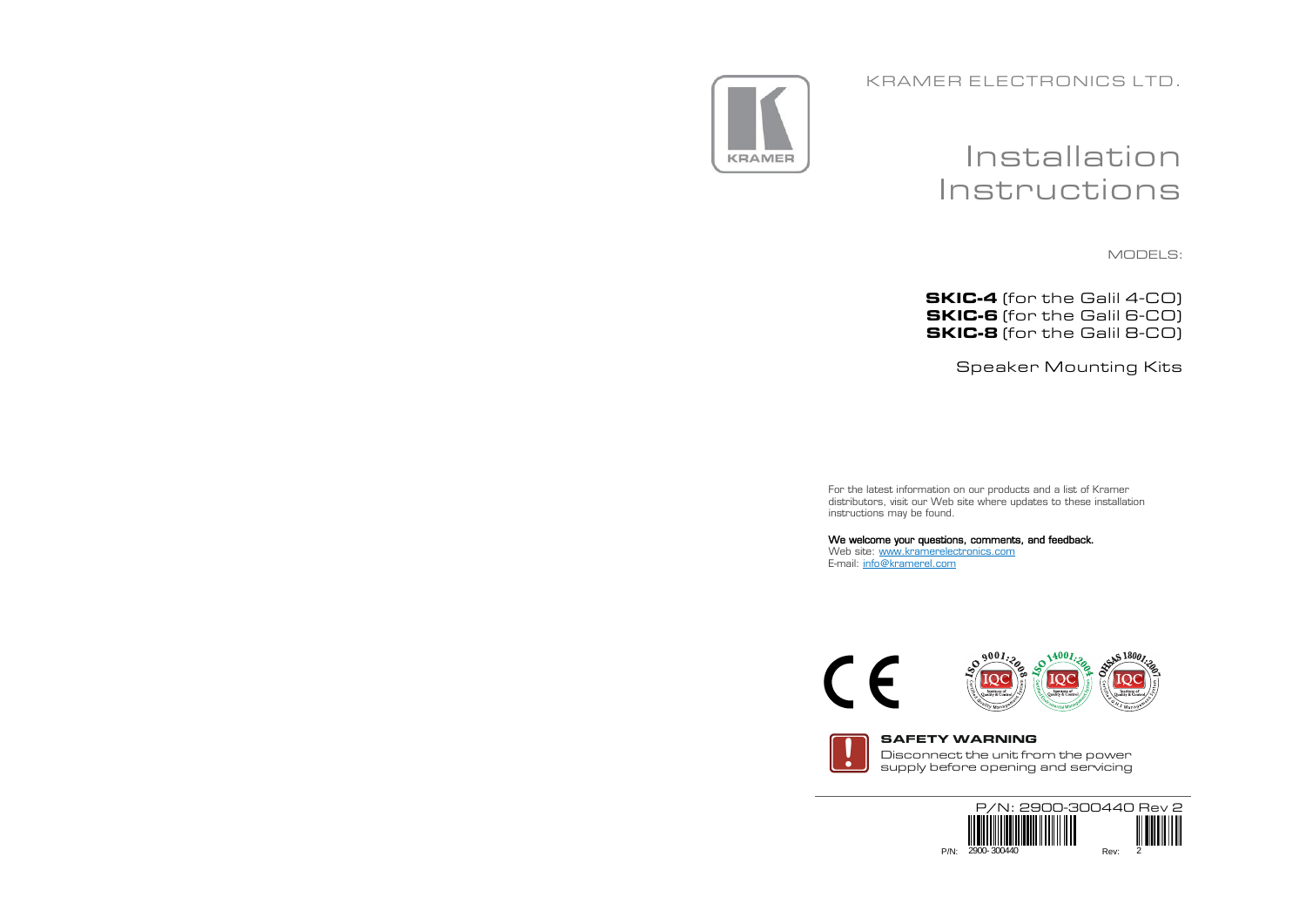KRAMER ELECTRONICS LTD.

# Installation Instructions

MODELS:

**SKIC-4** (for the Galil 4-CO)
**SKIC-6** (for the Galil 6-CO)
**SKIC-8** (for the Galil 8-CO)

Speaker Mounting Kits

For the latest information on our products and a list of Kramer distributors, visit our Web site where updates to these installation instructions may be found.

**We welcome your questions, comments, and feedback.**
Web site: www.kramerelectronics.com
E-mail: info@kramerel.com

**SAFETY WARNING**
Disconnect the unit from the power supply before opening and servicing

P/N: 2900-300440 Rev 2

P/N: 2900-300440 Rev: 2